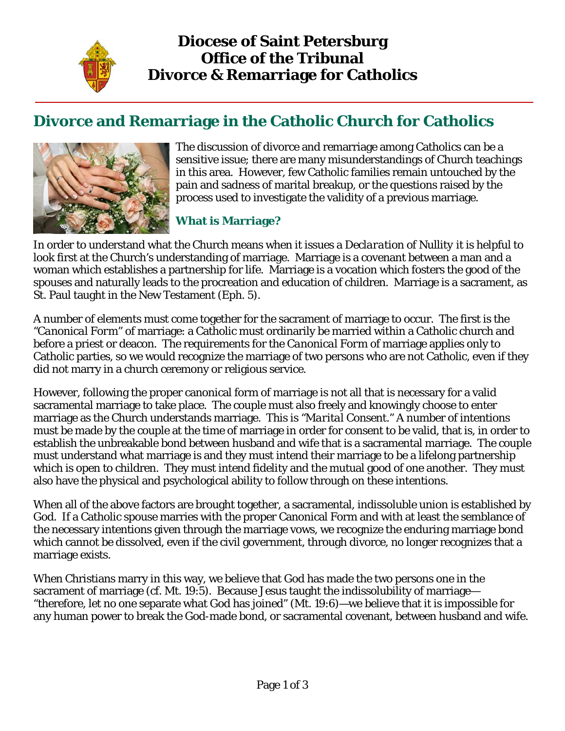# Diocese of Saint Petersburg
# Office of the Tribunal
# Divorce & Remarriage for Catholics

## Divorce and Remarriage in the Catholic Church for Catholics

The discussion of divorce and remarriage among Catholics can be a sensitive issue; there are many misunderstandings of Church teachings in this area. However, few Catholic families remain untouched by the pain and sadness of marital breakup, or the questions raised by the process used to investigate the validity of a previous marriage.

### What is Marriage?

In order to understand what the Church means when it issues a *Declaration of Nullity* it is helpful to look first at the Church's understanding of marriage. Marriage is a covenant between a man and a woman which establishes a partnership for life. Marriage is a vocation which fosters the good of the spouses and naturally leads to the procreation and education of children. Marriage is a sacrament, as St. Paul taught in the New Testament (Eph. 5).

A number of elements must come together for the sacrament of marriage to occur. The first is the *"Canonical Form"* of marriage: a Catholic must ordinarily be married within a Catholic church and before a priest or deacon. The requirements for the *Canonical Form* of marriage applies only to Catholic parties, so we would recognize the marriage of two persons who are not Catholic, even if they did not marry in a church ceremony or religious service.

However, following the proper canonical form of marriage is not all that is necessary for a valid sacramental marriage to take place. The couple must also freely and knowingly choose to enter marriage as the Church understands marriage. This is *"Marital Consent."* A number of intentions must be made by the couple at the time of marriage in order for consent to be valid, that is, in order to establish the unbreakable bond between husband and wife that is a sacramental marriage. The couple must understand what marriage is and they must intend their marriage to be a lifelong partnership which is open to children. They must intend fidelity and the mutual good of one another. They must also have the physical and psychological ability to follow through on these intentions.

When all of the above factors are brought together, a sacramental, indissoluble union is established by God. If a Catholic spouse marries with the proper Canonical Form and with at least the semblance of the necessary intentions given through the marriage vows, we recognize the enduring marriage bond which cannot be dissolved, even if the civil government, through divorce, no longer recognizes that a marriage exists.

When Christians marry in this way, we believe that God has made the two persons one in the sacrament of marriage (cf. Mt. 19:5). Because Jesus taught the indissolubility of marriage—"therefore, let no one separate what God has joined" (Mt. 19:6)—we believe that it is impossible for any human power to break the God-made bond, or sacramental covenant, between husband and wife.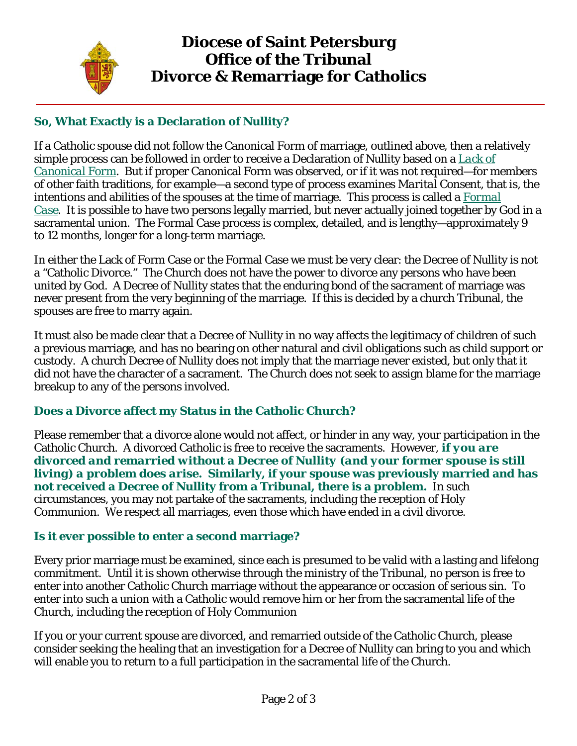# Diocese of Saint Petersburg
# Office of the Tribunal
# Divorce & Remarriage for Catholics

## So, What Exactly is a Declaration of Nullity?

If a Catholic spouse did not follow the Canonical Form of marriage, outlined above, then a relatively simple process can be followed in order to receive a Declaration of Nullity based on a *Lack of Canonical Form*. But if proper Canonical Form was observed, or if it was not required—for members of other faith traditions, for example—a second type of process examines *Marital Consent*, that is, the intentions and abilities of the spouses at the time of marriage. This process is called a Formal Case. It is possible to have two persons legally married, but never actually joined together by God in a sacramental union. The Formal Case process is complex, detailed, and is lengthy—approximately 9 to 12 months, longer for a long-term marriage.

In either the Lack of Form Case or the Formal Case we must be very clear: the Decree of Nullity is not a "Catholic Divorce." The Church does not have the power to divorce any persons who have been united by God. A Decree of Nullity states that the enduring bond of the sacrament of marriage was never present from the very beginning of the marriage. If this is decided by a church Tribunal, the spouses are free to marry again.

It must also be made clear that a Decree of Nullity in no way affects the legitimacy of children of such a previous marriage, and has no bearing on other natural and civil obligations such as child support or custody. A church Decree of Nullity does not imply that the marriage never existed, but only that it did not have the character of a sacrament. The Church does not seek to assign blame for the marriage breakup to any of the persons involved.

## Does a Divorce affect my Status in the Catholic Church?

Please remember that a divorce alone would not affect, or hinder in any way, your participation in the Catholic Church. A divorced Catholic is free to receive the sacraments. However, ***if you are divorced and remarried without a Decree of Nullity (and your former spouse is still living) a problem does arise.* Similarly, if your spouse was previously married and has not received a Decree of Nullity from a Tribunal, there is a problem.** In such circumstances, you may not partake of the sacraments, including the reception of Holy Communion. We respect all marriages, even those which have ended in a civil divorce.

## Is it ever possible to enter a second marriage?

Every prior marriage must be examined, since each is presumed to be valid with a lasting and lifelong commitment. Until it is shown otherwise through the ministry of the Tribunal, no person is free to enter into another Catholic Church marriage without the appearance or occasion of serious sin. To enter into such a union with a Catholic would remove him or her from the sacramental life of the Church, including the reception of Holy Communion

If you or your current spouse are divorced, and remarried outside of the Catholic Church, please consider seeking the healing that an investigation for a Decree of Nullity can bring to you and which will enable you to return to a full participation in the sacramental life of the Church.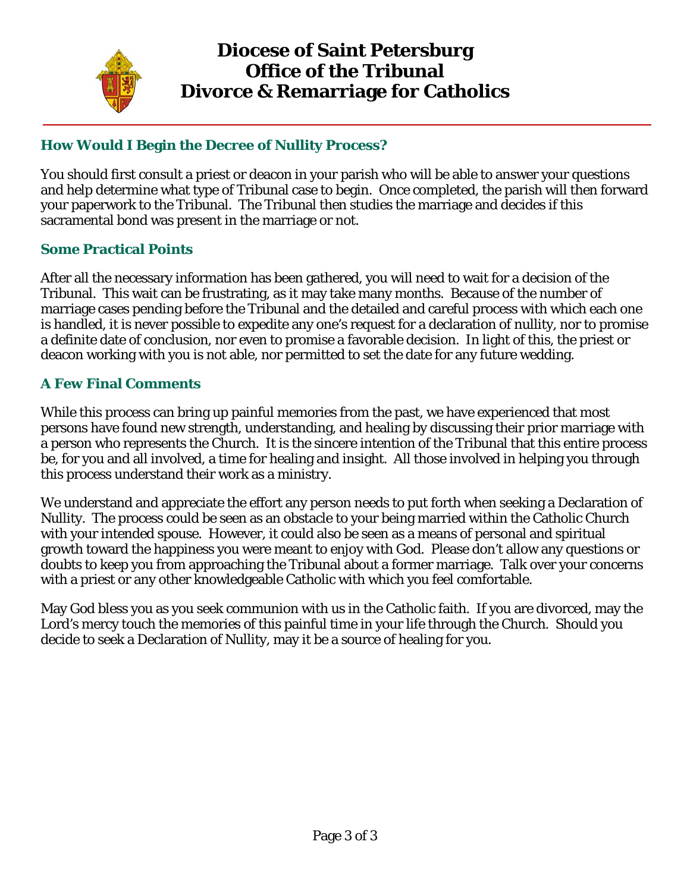# Diocese of Saint Petersburg
# Office of the Tribunal
# Divorce & Remarriage for Catholics

## How Would I Begin the Decree of Nullity Process?

You should first consult a priest or deacon in your parish who will be able to answer your questions and help determine what type of Tribunal case to begin. Once completed, the parish will then forward your paperwork to the Tribunal. The Tribunal then studies the marriage and decides if this sacramental bond was present in the marriage or not.

## Some Practical Points

After all the necessary information has been gathered, you will need to wait for a decision of the Tribunal. This wait can be frustrating, as it may take many months. Because of the number of marriage cases pending before the Tribunal and the detailed and careful process with which each one is handled, it is never possible to expedite any one's request for a declaration of nullity, nor to promise a definite date of conclusion, nor even to promise a favorable decision. In light of this, the priest or deacon working with you is not able, nor permitted to set the date for any future wedding.

## A Few Final Comments

While this process can bring up painful memories from the past, we have experienced that most persons have found new strength, understanding, and healing by discussing their prior marriage with a person who represents the Church. It is the sincere intention of the Tribunal that this entire process be, for you and all involved, a time for healing and insight. All those involved in helping you through this process understand their work as a ministry.

We understand and appreciate the effort any person needs to put forth when seeking a Declaration of Nullity. The process could be seen as an obstacle to your being married within the Catholic Church with your intended spouse. However, it could also be seen as a means of personal and spiritual growth toward the happiness you were meant to enjoy with God. Please don't allow any questions or doubts to keep you from approaching the Tribunal about a former marriage. Talk over your concerns with a priest or any other knowledgeable Catholic with which you feel comfortable.

May God bless you as you seek communion with us in the Catholic faith. If you are divorced, may the Lord's mercy touch the memories of this painful time in your life through the Church. Should you decide to seek a Declaration of Nullity, may it be a source of healing for you.